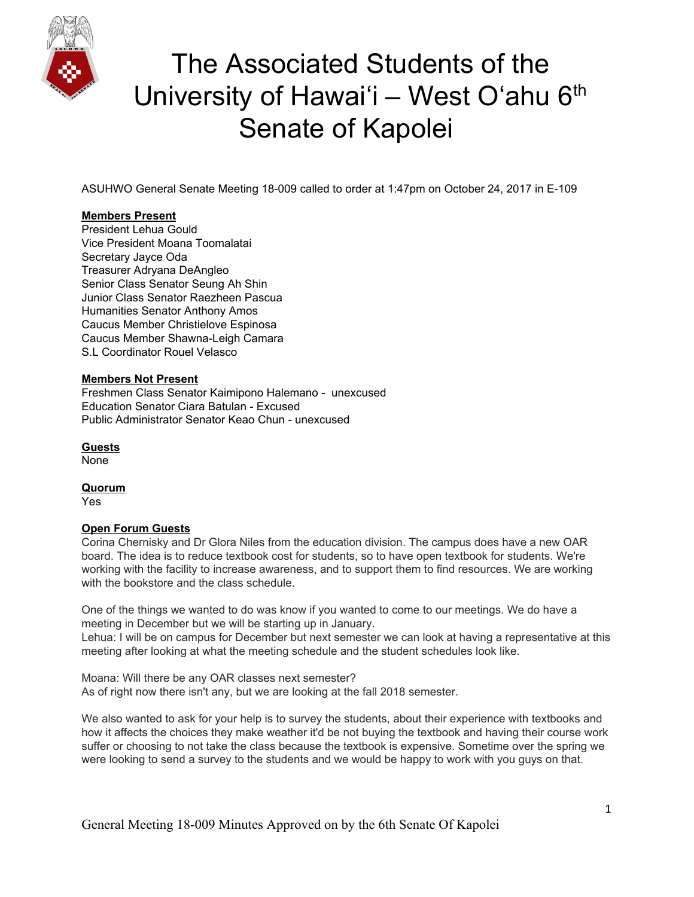# The Associated Students of the University of Hawaiʻi – West Oʻahu 6th Senate of Kapolei

ASUHWO General Senate Meeting 18-009 called to order at 1:47pm on October 24, 2017 in E-109

**Members Present**
President Lehua Gould
Vice President Moana Toomalatai
Secretary Jayce Oda
Treasurer Adryana DeAngleo
Senior Class Senator Seung Ah Shin
Junior Class Senator Raezheen Pascua
Humanities Senator Anthony Amos
Caucus Member Christielove Espinosa
Caucus Member Shawna-Leigh Camara
S.L Coordinator Rouel Velasco

**Members Not Present**
Freshmen Class Senator Kaimipono Halemano - unexcused
Education Senator Ciara Batulan - Excused
Public Administrator Senator Keao Chun - unexcused

**Guests**
None

**Quorum**
Yes

**Open Forum Guests**
Corina Chernisky and Dr Glora Niles from the education division. The campus does have a new OAR board. The idea is to reduce textbook cost for students, so to have open textbook for students. We're working with the facility to increase awareness, and to support them to find resources. We are working with the bookstore and the class schedule.

One of the things we wanted to do was know if you wanted to come to our meetings. We do have a meeting in December but we will be starting up in January.
Lehua: I will be on campus for December but next semester we can look at having a representative at this meeting after looking at what the meeting schedule and the student schedules look like.

Moana: Will there be any OAR classes next semester?
As of right now there isn't any, but we are looking at the fall 2018 semester.

We also wanted to ask for your help is to survey the students, about their experience with textbooks and how it affects the choices they make weather it'd be not buying the textbook and having their course work suffer or choosing to not take the class because the textbook is expensive. Sometime over the spring we were looking to send a survey to the students and we would be happy to work with you guys on that.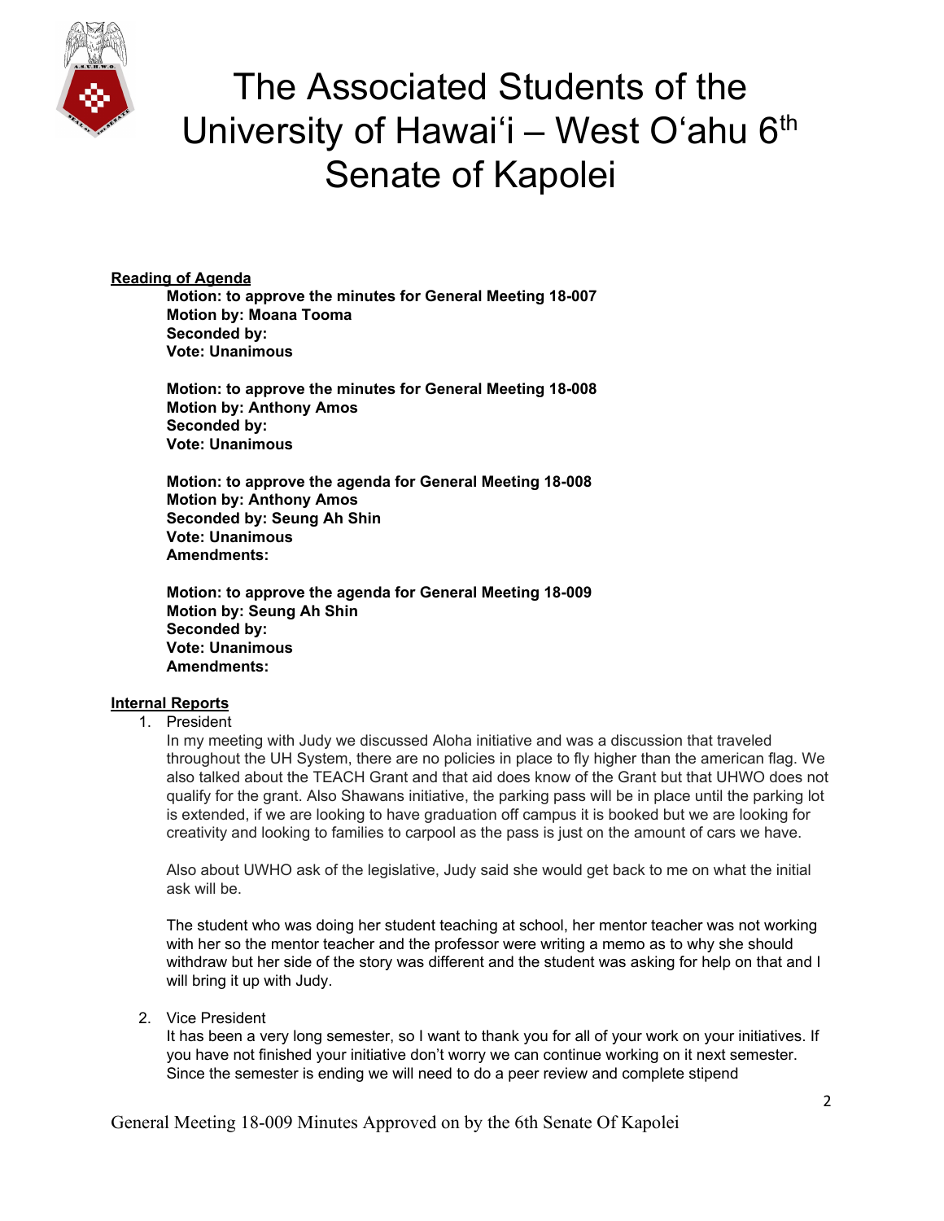**Reading of Agenda**

**Motion: to approve the minutes for General Meeting 18-007**
**Motion by: Moana Tooma**
**Seconded by:**
**Vote: Unanimous**

**Motion: to approve the minutes for General Meeting 18-008**
**Motion by: Anthony Amos**
**Seconded by:**
**Vote: Unanimous**

**Motion: to approve the agenda for General Meeting 18-008**
**Motion by: Anthony Amos**
**Seconded by: Seung Ah Shin**
**Vote: Unanimous**
**Amendments:**

**Motion: to approve the agenda for General Meeting 18-009**
**Motion by: Seung Ah Shin**
**Seconded by:**
**Vote: Unanimous**
**Amendments:**

**Internal Reports**

1. President

   In my meeting with Judy we discussed Aloha initiative and was a discussion that traveled throughout the UH System, there are no policies in place to fly higher than the american flag. We also talked about the TEACH Grant and that aid does know of the Grant but that UHWO does not qualify for the grant. Also Shawans initiative, the parking pass will be in place until the parking lot is extended, if we are looking to have graduation off campus it is booked but we are looking for creativity and looking to families to carpool as the pass is just on the amount of cars we have.

   Also about UWHO ask of the legislative, Judy said she would get back to me on what the initial ask will be.

   The student who was doing her student teaching at school, her mentor teacher was not working with her so the mentor teacher and the professor were writing a memo as to why she should withdraw but her side of the story was different and the student was asking for help on that and I will bring it up with Judy.

2. Vice President

   It has been a very long semester, so I want to thank you for all of your work on your initiatives. If you have not finished your initiative don't worry we can continue working on it next semester. Since the semester is ending we will need to do a peer review and complete stipend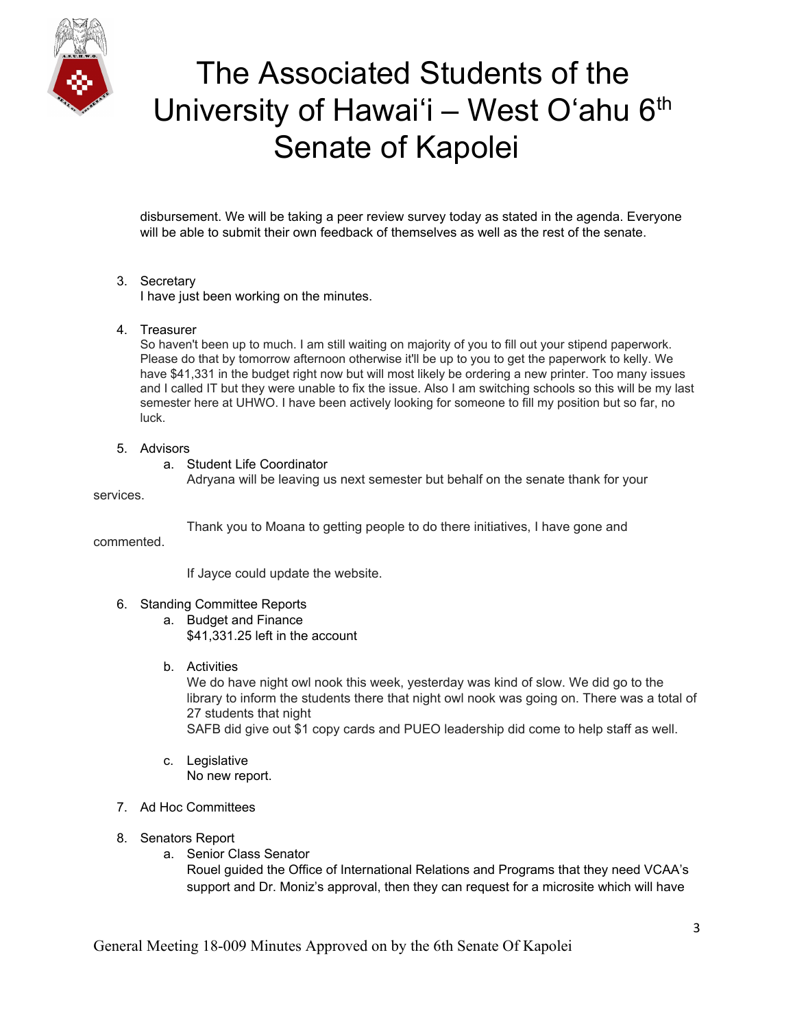disbursement. We will be taking a peer review survey today as stated in the agenda. Everyone will be able to submit their own feedback of themselves as well as the rest of the senate.

3. Secretary
   I have just been working on the minutes.

4. Treasurer
   So haven't been up to much. I am still waiting on majority of you to fill out your stipend paperwork. Please do that by tomorrow afternoon otherwise it'll be up to you to get the paperwork to kelly. We have $41,331 in the budget right now but will most likely be ordering a new printer. Too many issues and I called IT but they were unable to fix the issue. Also I am switching schools so this will be my last semester here at UHWO. I have been actively looking for someone to fill my position but so far, no luck.

5. Advisors
   a. Student Life Coordinator
      Adryana will be leaving us next semester but behalf on the senate thank for your services.

      Thank you to Moana to getting people to do there initiatives, I have gone and commented.

      If Jayce could update the website.

6. Standing Committee Reports
   a. Budget and Finance
      $41,331.25 left in the account

   b. Activities
      We do have night owl nook this week, yesterday was kind of slow. We did go to the library to inform the students there that night owl nook was going on. There was a total of 27 students that night
      SAFB did give out $1 copy cards and PUEO leadership did come to help staff as well.

   c. Legislative
      No new report.

7. Ad Hoc Committees

8. Senators Report
   a. Senior Class Senator
      Rouel guided the Office of International Relations and Programs that they need VCAA's support and Dr. Moniz's approval, then they can request for a microsite which will have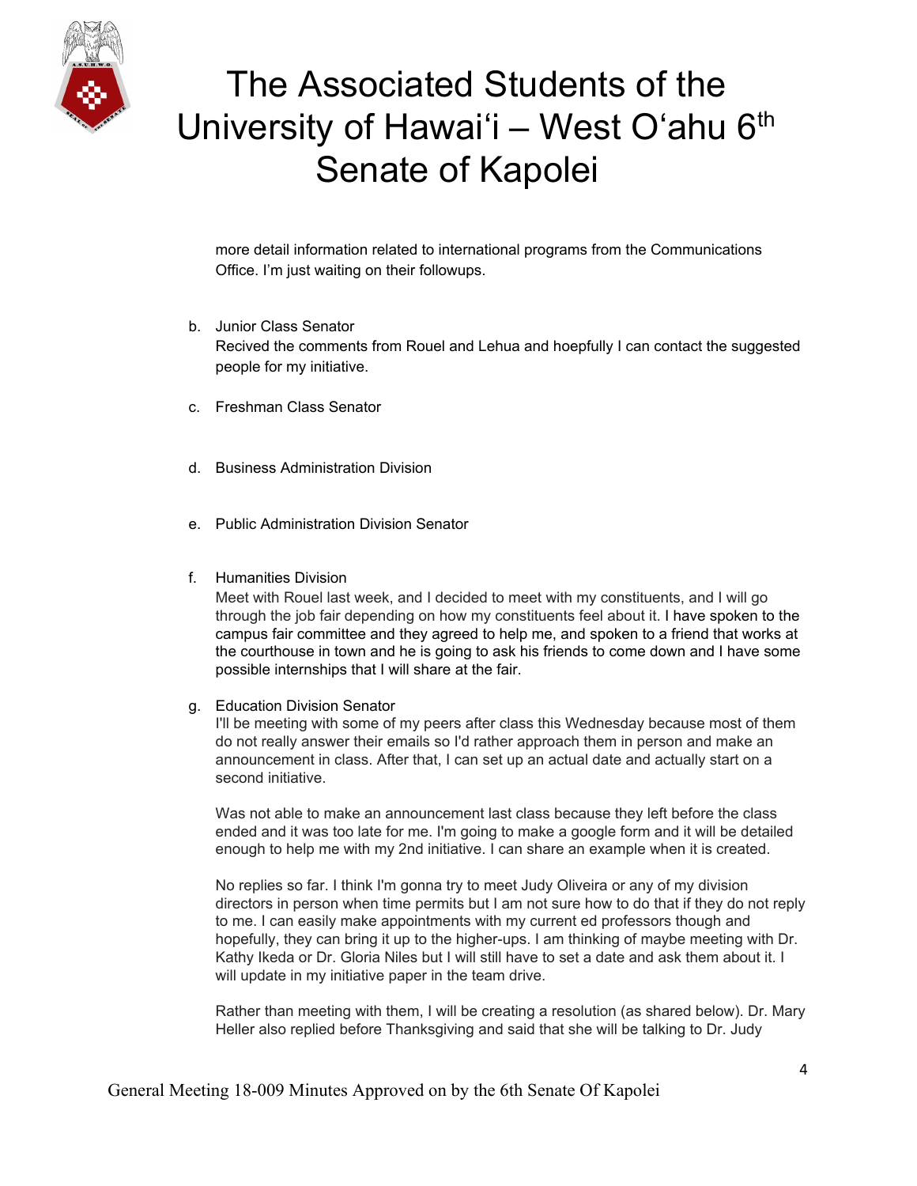more detail information related to international programs from the Communications Office. I'm just waiting on their followups.

b. Junior Class Senator
   Recived the comments from Rouel and Lehua and hoepfully I can contact the suggested people for my initiative.

c. Freshman Class Senator

d. Business Administration Division

e. Public Administration Division Senator

f. Humanities Division
   Meet with Rouel last week, and I decided to meet with my constituents, and I will go through the job fair depending on how my constituents feel about it. I have spoken to the campus fair committee and they agreed to help me, and spoken to a friend that works at the courthouse in town and he is going to ask his friends to come down and I have some possible internships that I will share at the fair.

g. Education Division Senator
   I'll be meeting with some of my peers after class this Wednesday because most of them do not really answer their emails so I'd rather approach them in person and make an announcement in class. After that, I can set up an actual date and actually start on a second initiative.

   Was not able to make an announcement last class because they left before the class ended and it was too late for me. I'm going to make a google form and it will be detailed enough to help me with my 2nd initiative. I can share an example when it is created.

   No replies so far. I think I'm gonna try to meet Judy Oliveira or any of my division directors in person when time permits but I am not sure how to do that if they do not reply to me. I can easily make appointments with my current ed professors though and hopefully, they can bring it up to the higher-ups. I am thinking of maybe meeting with Dr. Kathy Ikeda or Dr. Gloria Niles but I will still have to set a date and ask them about it. I will update in my initiative paper in the team drive.

   Rather than meeting with them, I will be creating a resolution (as shared below). Dr. Mary Heller also replied before Thanksgiving and said that she will be talking to Dr. Judy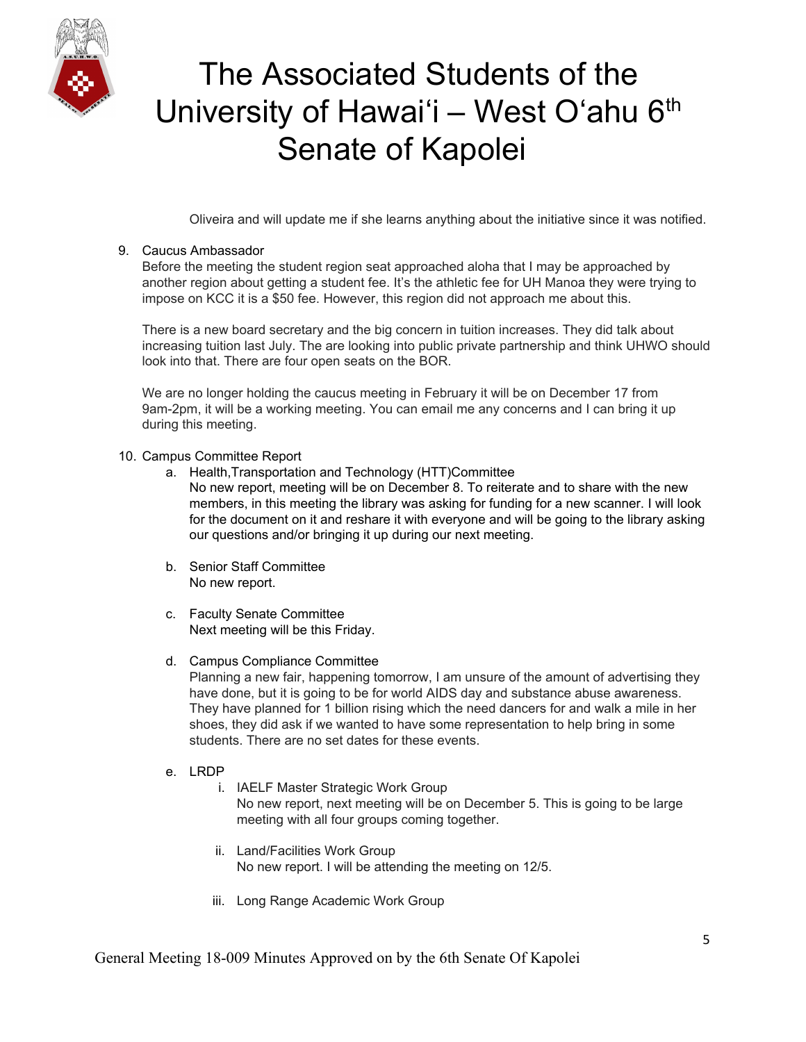Oliveira and will update me if she learns anything about the initiative since it was notified.

9. Caucus Ambassador
   Before the meeting the student region seat approached aloha that I may be approached by another region about getting a student fee. It's the athletic fee for UH Manoa they were trying to impose on KCC it is a $50 fee. However, this region did not approach me about this.

   There is a new board secretary and the big concern in tuition increases. They did talk about increasing tuition last July. The are looking into public private partnership and think UHWO should look into that. There are four open seats on the BOR.

   We are no longer holding the caucus meeting in February it will be on December 17 from 9am-2pm, it will be a working meeting. You can email me any concerns and I can bring it up during this meeting.

10. Campus Committee Report
    a. Health,Transportation and Technology (HTT)Committee
       No new report, meeting will be on December 8. To reiterate and to share with the new members, in this meeting the library was asking for funding for a new scanner. I will look for the document on it and reshare it with everyone and will be going to the library asking our questions and/or bringing it up during our next meeting.

    b. Senior Staff Committee
       No new report.

    c. Faculty Senate Committee
       Next meeting will be this Friday.

    d. Campus Compliance Committee
       Planning a new fair, happening tomorrow, I am unsure of the amount of advertising they have done, but it is going to be for world AIDS day and substance abuse awareness. They have planned for 1 billion rising which the need dancers for and walk a mile in her shoes, they did ask if we wanted to have some representation to help bring in some students. There are no set dates for these events.

    e. LRDP
       i. IAELF Master Strategic Work Group
          No new report, next meeting will be on December 5. This is going to be large meeting with all four groups coming together.

       ii. Land/Facilities Work Group
           No new report. I will be attending the meeting on 12/5.

       iii. Long Range Academic Work Group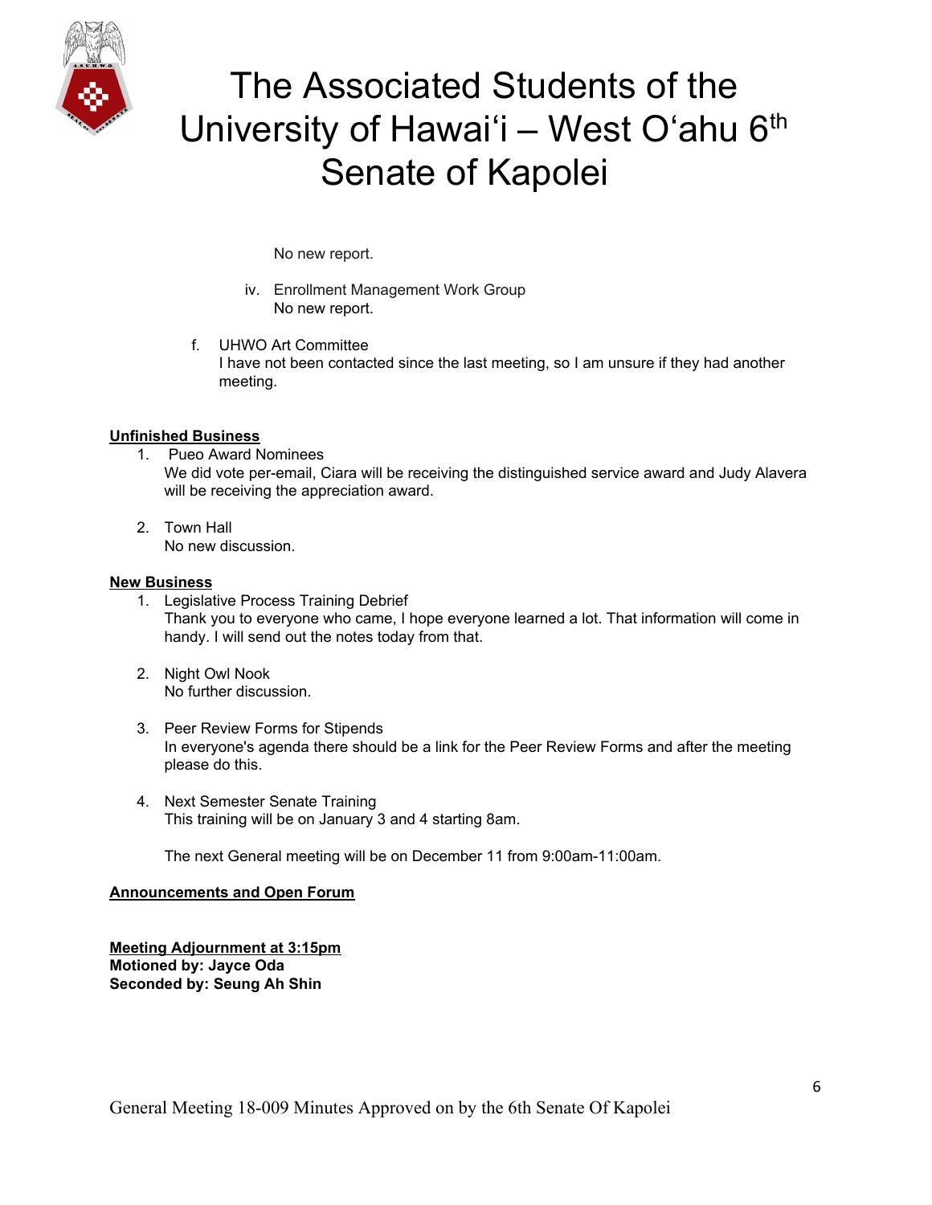No new report.

iv. Enrollment Management Work Group
No new report.

f. UHWO Art Committee
I have not been contacted since the last meeting, so I am unsure if they had another meeting.

**Unfinished Business**

1. Pueo Award Nominees
   We did vote per-email, Ciara will be receiving the distinguished service award and Judy Alavera will be receiving the appreciation award.

2. Town Hall
   No new discussion.

**New Business**

1. Legislative Process Training Debrief
   Thank you to everyone who came, I hope everyone learned a lot. That information will come in handy. I will send out the notes today from that.

2. Night Owl Nook
   No further discussion.

3. Peer Review Forms for Stipends
   In everyone's agenda there should be a link for the Peer Review Forms and after the meeting please do this.

4. Next Semester Senate Training
   This training will be on January 3 and 4 starting 8am.

   The next General meeting will be on December 11 from 9:00am-11:00am.

**Announcements and Open Forum**

**Meeting Adjournment at 3:15pm**
**Motioned by: Jayce Oda**
**Seconded by: Seung Ah Shin**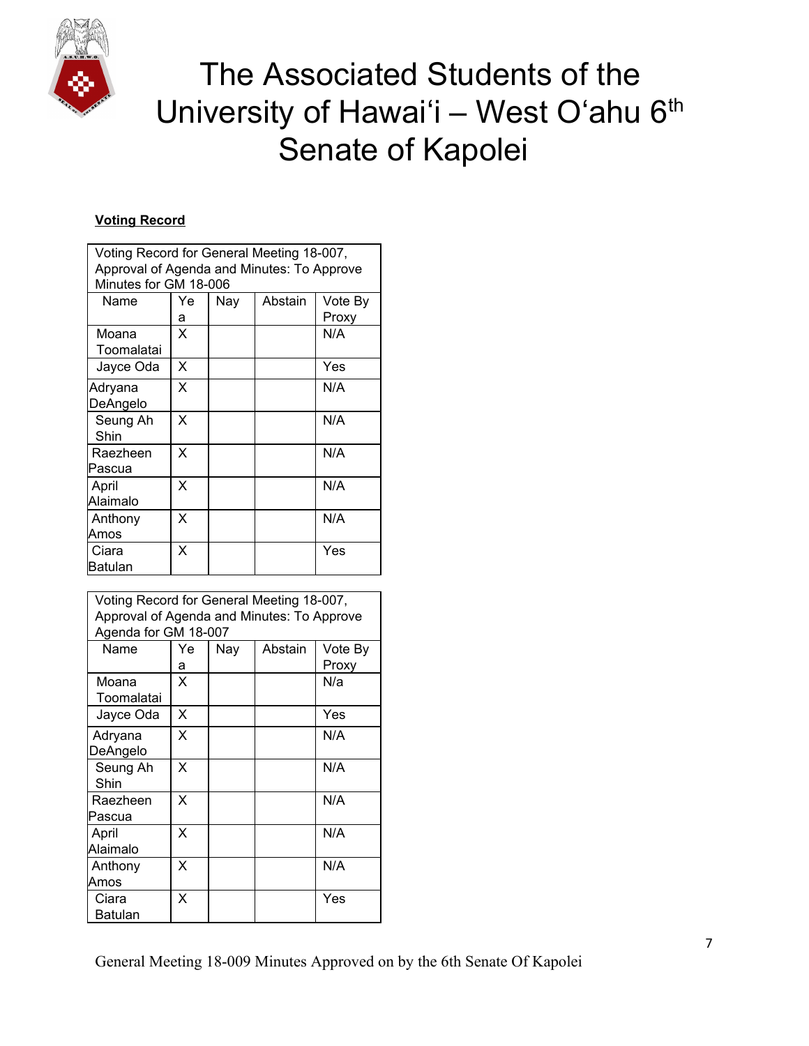# The Associated Students of the University of Hawaiʻi – West Oʻahu 6th Senate of Kapolei

**Voting Record**

| Voting Record for General Meeting 18-007, Approval of Agenda and Minutes: To Approve Minutes for GM 18-006 | | | | |
|---|---|---|---|---|
| Name | Yea | Nay | Abstain | Vote By Proxy |
| Moana Toomalatai | X | | | N/A |
| Jayce Oda | X | | | Yes |
| Adryana DeAngelo | X | | | N/A |
| Seung Ah Shin | X | | | N/A |
| Raezheen Pascua | X | | | N/A |
| April Alaimalo | X | | | N/A |
| Anthony Amos | X | | | N/A |
| Ciara Batulan | X | | | Yes |

| Voting Record for General Meeting 18-007, Approval of Agenda and Minutes: To Approve Agenda for GM 18-007 | | | | |
|---|---|---|---|---|
| Name | Yea | Nay | Abstain | Vote By Proxy |
| Moana Toomalatai | X | | | N/a |
| Jayce Oda | X | | | Yes |
| Adryana DeAngelo | X | | | N/A |
| Seung Ah Shin | X | | | N/A |
| Raezheen Pascua | X | | | N/A |
| April Alaimalo | X | | | N/A |
| Anthony Amos | X | | | N/A |
| Ciara Batulan | X | | | Yes |

General Meeting 18-009 Minutes Approved on by the 6th Senate Of Kapolei